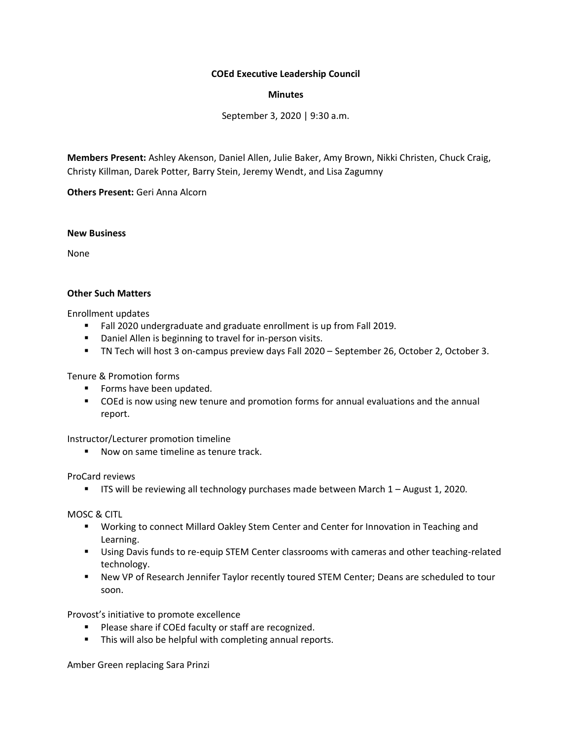**COEd Executive Leadership Council**

**Minutes**

September 3, 2020 | 9:30 a.m.

**Members Present:** Ashley Akenson, Daniel Allen, Julie Baker, Amy Brown, Nikki Christen, Chuck Craig, Christy Killman, Darek Potter, Barry Stein, Jeremy Wendt, and Lisa Zagumny

**Others Present:** Geri Anna Alcorn

**New Business**

None

**Other Such Matters**

Enrollment updates

- Fall 2020 undergraduate and graduate enrollment is up from Fall 2019.
- Daniel Allen is beginning to travel for in-person visits.
- TN Tech will host 3 on-campus preview days Fall 2020 – September 26, October 2, October 3.

Tenure & Promotion forms

- Forms have been updated.
- COEd is now using new tenure and promotion forms for annual evaluations and the annual report.

Instructor/Lecturer promotion timeline

- Now on same timeline as tenure track.

ProCard reviews

- ITS will be reviewing all technology purchases made between March 1 – August 1, 2020.

MOSC & CITL

- Working to connect Millard Oakley Stem Center and Center for Innovation in Teaching and Learning.
- Using Davis funds to re-equip STEM Center classrooms with cameras and other teaching-related technology.
- New VP of Research Jennifer Taylor recently toured STEM Center; Deans are scheduled to tour soon.

Provost's initiative to promote excellence

- Please share if COEd faculty or staff are recognized.
- This will also be helpful with completing annual reports.

Amber Green replacing Sara Prinzi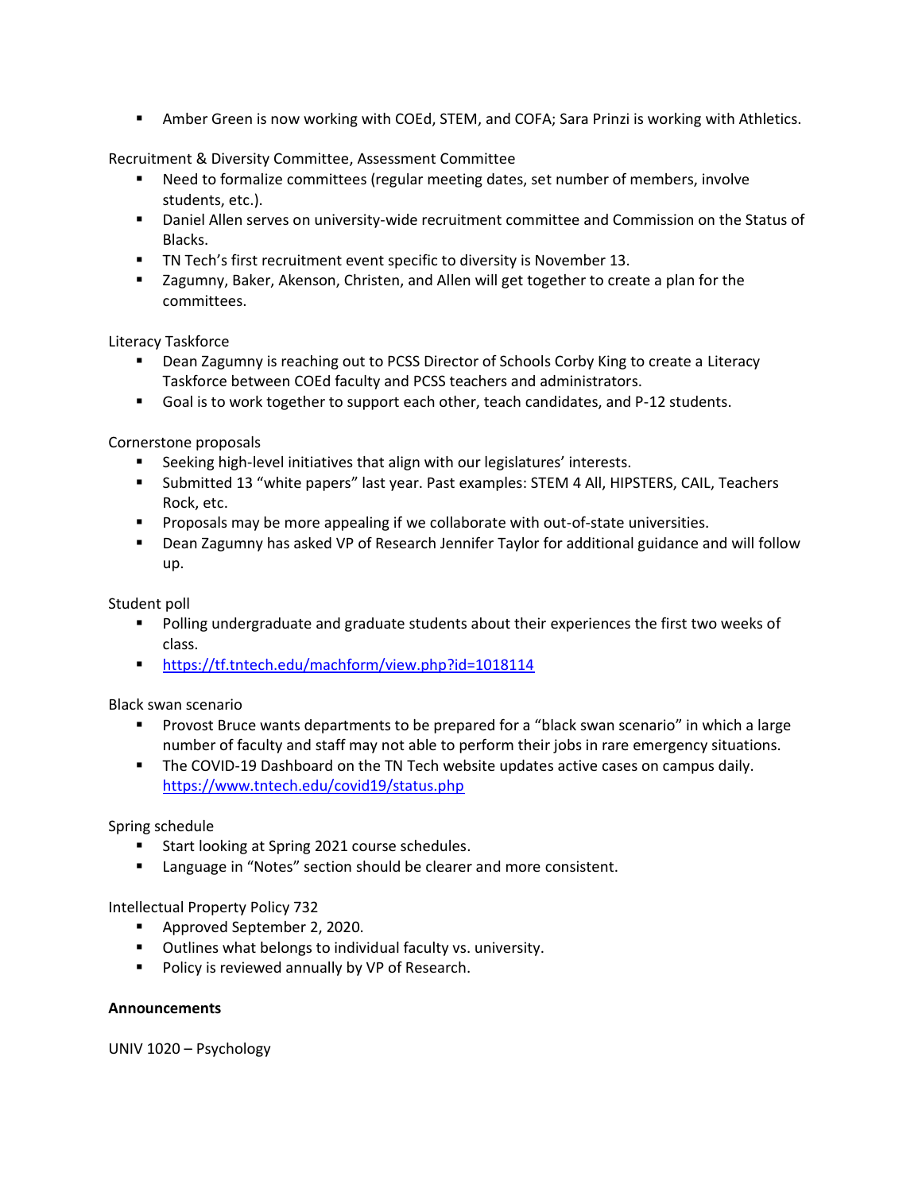- Amber Green is now working with COEd, STEM, and COFA; Sara Prinzi is working with Athletics.

Recruitment & Diversity Committee, Assessment Committee

- Need to formalize committees (regular meeting dates, set number of members, involve students, etc.).
- Daniel Allen serves on university-wide recruitment committee and Commission on the Status of Blacks.
- TN Tech's first recruitment event specific to diversity is November 13.
- Zagumny, Baker, Akenson, Christen, and Allen will get together to create a plan for the committees.

Literacy Taskforce

- Dean Zagumny is reaching out to PCSS Director of Schools Corby King to create a Literacy Taskforce between COEd faculty and PCSS teachers and administrators.
- Goal is to work together to support each other, teach candidates, and P-12 students.

Cornerstone proposals

- Seeking high-level initiatives that align with our legislatures' interests.
- Submitted 13 "white papers" last year. Past examples: STEM 4 All, HIPSTERS, CAIL, Teachers Rock, etc.
- Proposals may be more appealing if we collaborate with out-of-state universities.
- Dean Zagumny has asked VP of Research Jennifer Taylor for additional guidance and will follow up.

Student poll

- Polling undergraduate and graduate students about their experiences the first two weeks of class.
- https://tf.tntech.edu/machform/view.php?id=1018114

Black swan scenario

- Provost Bruce wants departments to be prepared for a "black swan scenario" in which a large number of faculty and staff may not able to perform their jobs in rare emergency situations.
- The COVID-19 Dashboard on the TN Tech website updates active cases on campus daily. https://www.tntech.edu/covid19/status.php

Spring schedule

- Start looking at Spring 2021 course schedules.
- Language in "Notes" section should be clearer and more consistent.

Intellectual Property Policy 732

- Approved September 2, 2020.
- Outlines what belongs to individual faculty vs. university.
- Policy is reviewed annually by VP of Research.

**Announcements**

UNIV 1020 – Psychology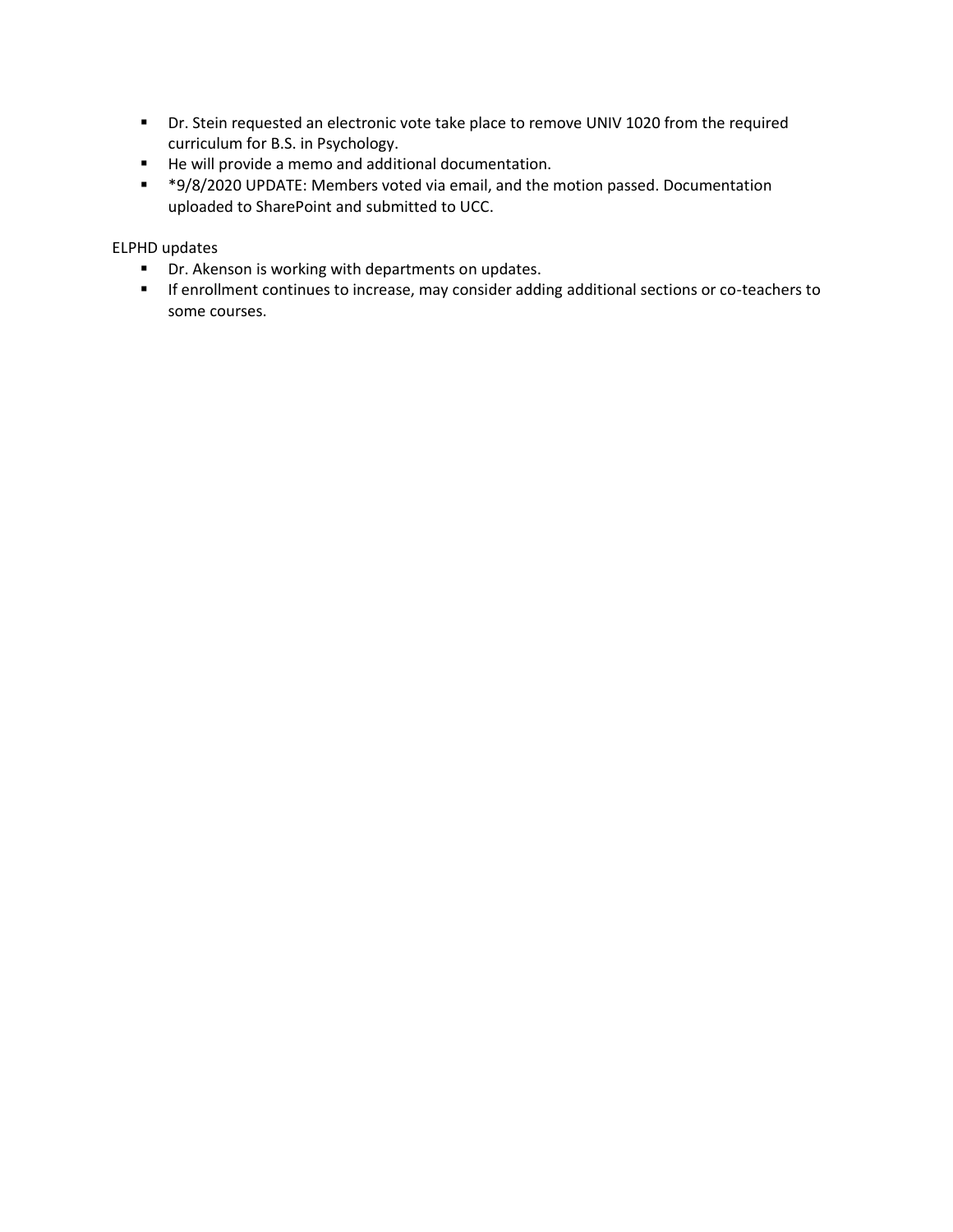- Dr. Stein requested an electronic vote take place to remove UNIV 1020 from the required curriculum for B.S. in Psychology.
- He will provide a memo and additional documentation.
- *9/8/2020 UPDATE: Members voted via email, and the motion passed. Documentation uploaded to SharePoint and submitted to UCC.

ELPHD updates

- Dr. Akenson is working with departments on updates.
- If enrollment continues to increase, may consider adding additional sections or co-teachers to some courses.